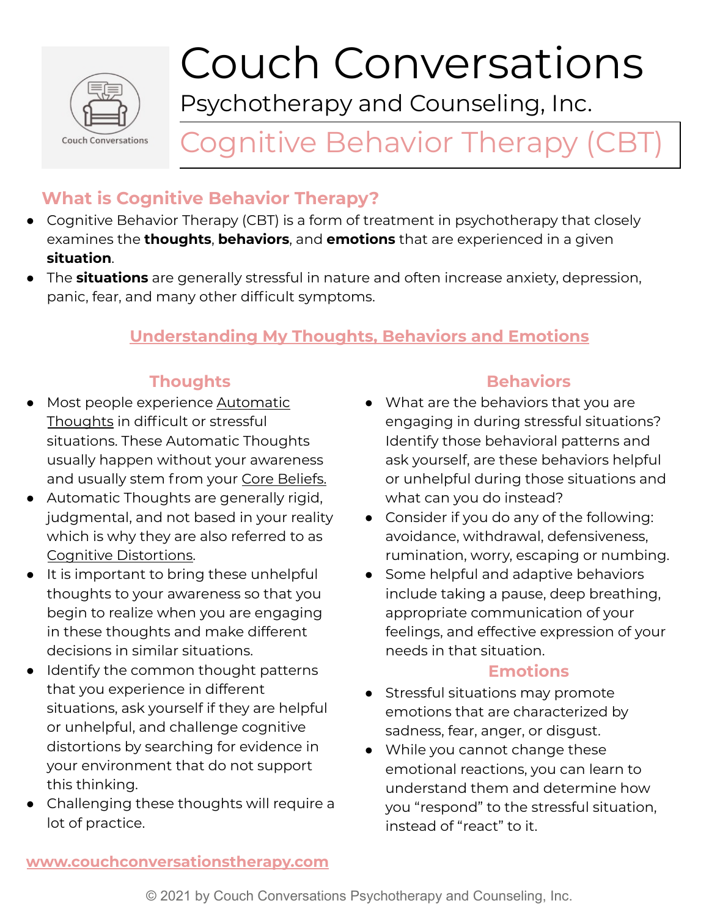# Couch Conversations

Psychotherapy and Counseling, Inc.

## Cognitive Behavior Therapy (CBT)

### What is Cognitive Behavior Therapy?

- Cognitive Behavior Therapy (CBT) is a form of treatment in psychotherapy that closely examines the **thoughts**, **behaviors**, and **emotions** that are experienced in a given **situation**.
- The **situations** are generally stressful in nature and often increase anxiety, depression, panic, fear, and many other difficult symptoms.

### Understanding My Thoughts, Behaviors and Emotions

#### Thoughts

- Most people experience Automatic Thoughts in difficult or stressful situations. These Automatic Thoughts usually happen without your awareness and usually stem from your Core Beliefs.
- Automatic Thoughts are generally rigid, judgmental, and not based in your reality which is why they are also referred to as Cognitive Distortions.
- It is important to bring these unhelpful thoughts to your awareness so that you begin to realize when you are engaging in these thoughts and make different decisions in similar situations.
- Identify the common thought patterns that you experience in different situations, ask yourself if they are helpful or unhelpful, and challenge cognitive distortions by searching for evidence in your environment that do not support this thinking.
- Challenging these thoughts will require a lot of practice.

#### Behaviors

- What are the behaviors that you are engaging in during stressful situations? Identify those behavioral patterns and ask yourself, are these behaviors helpful or unhelpful during those situations and what can you do instead?
- Consider if you do any of the following: avoidance, withdrawal, defensiveness, rumination, worry, escaping or numbing.
- Some helpful and adaptive behaviors include taking a pause, deep breathing, appropriate communication of your feelings, and effective expression of your needs in that situation.

#### Emotions

- Stressful situations may promote emotions that are characterized by sadness, fear, anger, or disgust.
- While you cannot change these emotional reactions, you can learn to understand them and determine how you "respond" to the stressful situation, instead of "react" to it.

www.couchconversationstherapy.com

© 2021 by Couch Conversations Psychotherapy and Counseling, Inc.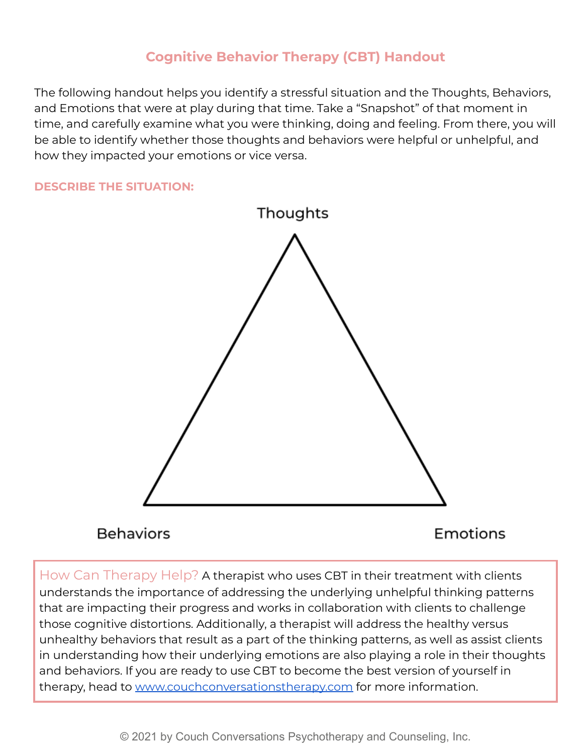# Cognitive Behavior Therapy (CBT) Handout

The following handout helps you identify a stressful situation and the Thoughts, Behaviors, and Emotions that were at play during that time. Take a "Snapshot" of that moment in time, and carefully examine what you were thinking, doing and feeling. From there, you will be able to identify whether those thoughts and behaviors were helpful or unhelpful, and how they impacted your emotions or vice versa.

**DESCRIBE THE SITUATION:**

Thoughts

Behaviors

Emotions

How Can Therapy Help? A therapist who uses CBT in their treatment with clients understands the importance of addressing the underlying unhelpful thinking patterns that are impacting their progress and works in collaboration with clients to challenge those cognitive distortions. Additionally, a therapist will address the healthy versus unhealthy behaviors that result as a part of the thinking patterns, as well as assist clients in understanding how their underlying emotions are also playing a role in their thoughts and behaviors. If you are ready to use CBT to become the best version of yourself in therapy, head to [www.couchconversationstherapy.com](http://www.couchconversationstherapy.com) for more information.

© 2021 by Couch Conversations Psychotherapy and Counseling, Inc.